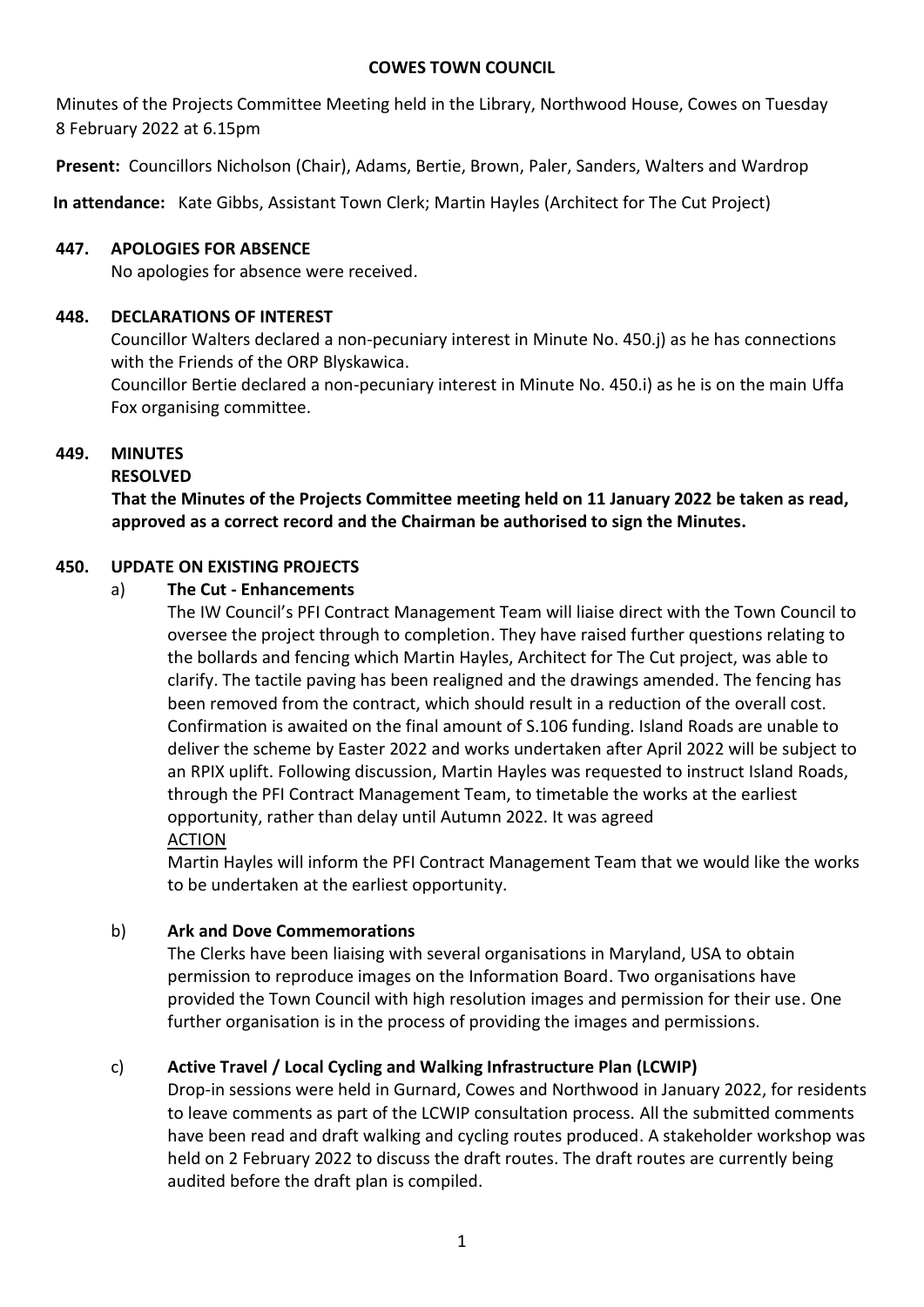**COWES TOWN COUNCIL**

Minutes of the Projects Committee Meeting held in the Library, Northwood House, Cowes on Tuesday 8 February 2022 at 6.15pm

**Present:** Councillors Nicholson (Chair), Adams, Bertie, Brown, Paler, Sanders, Walters and Wardrop

**In attendance:** Kate Gibbs, Assistant Town Clerk; Martin Hayles (Architect for The Cut Project)

**447. APOLOGIES FOR ABSENCE**

No apologies for absence were received.

**448. DECLARATIONS OF INTEREST**

Councillor Walters declared a non-pecuniary interest in Minute No. 450.j) as he has connections with the Friends of the ORP Blyskawica.

Councillor Bertie declared a non-pecuniary interest in Minute No. 450.i) as he is on the main Uffa Fox organising committee.

**449. MINUTES**

**RESOLVED**

**That the Minutes of the Projects Committee meeting held on 11 January 2022 be taken as read, approved as a correct record and the Chairman be authorised to sign the Minutes.**

**450. UPDATE ON EXISTING PROJECTS**

a) **The Cut - Enhancements**

The IW Council's PFI Contract Management Team will liaise direct with the Town Council to oversee the project through to completion. They have raised further questions relating to the bollards and fencing which Martin Hayles, Architect for The Cut project, was able to clarify. The tactile paving has been realigned and the drawings amended. The fencing has been removed from the contract, which should result in a reduction of the overall cost. Confirmation is awaited on the final amount of S.106 funding. Island Roads are unable to deliver the scheme by Easter 2022 and works undertaken after April 2022 will be subject to an RPIX uplift. Following discussion, Martin Hayles was requested to instruct Island Roads, through the PFI Contract Management Team, to timetable the works at the earliest opportunity, rather than delay until Autumn 2022. It was agreed

ACTION

Martin Hayles will inform the PFI Contract Management Team that we would like the works to be undertaken at the earliest opportunity.

b) **Ark and Dove Commemorations**

The Clerks have been liaising with several organisations in Maryland, USA to obtain permission to reproduce images on the Information Board. Two organisations have provided the Town Council with high resolution images and permission for their use. One further organisation is in the process of providing the images and permissions.

c) **Active Travel / Local Cycling and Walking Infrastructure Plan (LCWIP)**

Drop-in sessions were held in Gurnard, Cowes and Northwood in January 2022, for residents to leave comments as part of the LCWIP consultation process. All the submitted comments have been read and draft walking and cycling routes produced. A stakeholder workshop was held on 2 February 2022 to discuss the draft routes. The draft routes are currently being audited before the draft plan is compiled.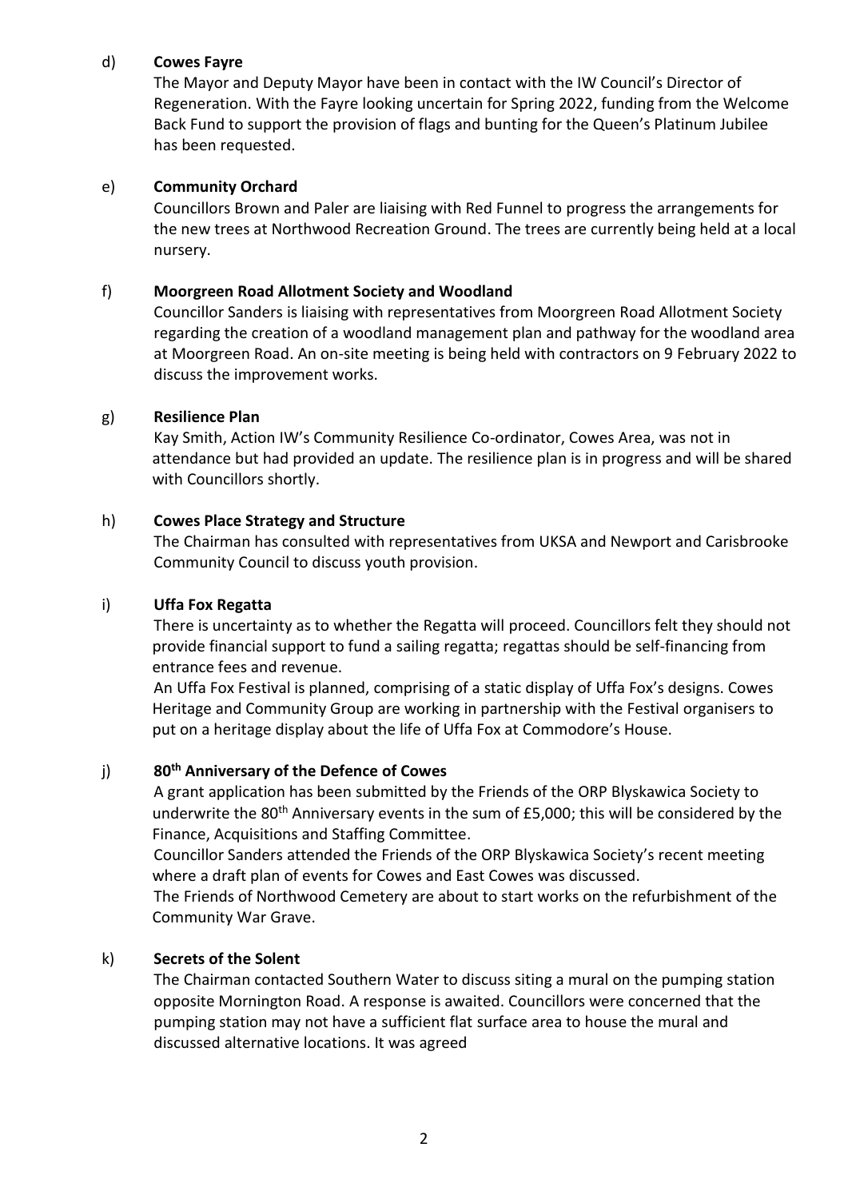d) **Cowes Fayre**

The Mayor and Deputy Mayor have been in contact with the IW Council's Director of Regeneration. With the Fayre looking uncertain for Spring 2022, funding from the Welcome Back Fund to support the provision of flags and bunting for the Queen's Platinum Jubilee has been requested.

e) **Community Orchard**

Councillors Brown and Paler are liaising with Red Funnel to progress the arrangements for the new trees at Northwood Recreation Ground. The trees are currently being held at a local nursery.

f) **Moorgreen Road Allotment Society and Woodland**

Councillor Sanders is liaising with representatives from Moorgreen Road Allotment Society regarding the creation of a woodland management plan and pathway for the woodland area at Moorgreen Road. An on-site meeting is being held with contractors on 9 February 2022 to discuss the improvement works.

g) **Resilience Plan**

Kay Smith, Action IW's Community Resilience Co-ordinator, Cowes Area, was not in attendance but had provided an update. The resilience plan is in progress and will be shared with Councillors shortly.

h) **Cowes Place Strategy and Structure**

The Chairman has consulted with representatives from UKSA and Newport and Carisbrooke Community Council to discuss youth provision.

i) **Uffa Fox Regatta**

There is uncertainty as to whether the Regatta will proceed. Councillors felt they should not provide financial support to fund a sailing regatta; regattas should be self-financing from entrance fees and revenue.

An Uffa Fox Festival is planned, comprising of a static display of Uffa Fox's designs. Cowes Heritage and Community Group are working in partnership with the Festival organisers to put on a heritage display about the life of Uffa Fox at Commodore's House.

j) **80th Anniversary of the Defence of Cowes**

A grant application has been submitted by the Friends of the ORP Blyskawica Society to underwrite the 80th Anniversary events in the sum of £5,000; this will be considered by the Finance, Acquisitions and Staffing Committee.

Councillor Sanders attended the Friends of the ORP Blyskawica Society's recent meeting where a draft plan of events for Cowes and East Cowes was discussed.

The Friends of Northwood Cemetery are about to start works on the refurbishment of the Community War Grave.

k) **Secrets of the Solent**

The Chairman contacted Southern Water to discuss siting a mural on the pumping station opposite Mornington Road. A response is awaited. Councillors were concerned that the pumping station may not have a sufficient flat surface area to house the mural and discussed alternative locations. It was agreed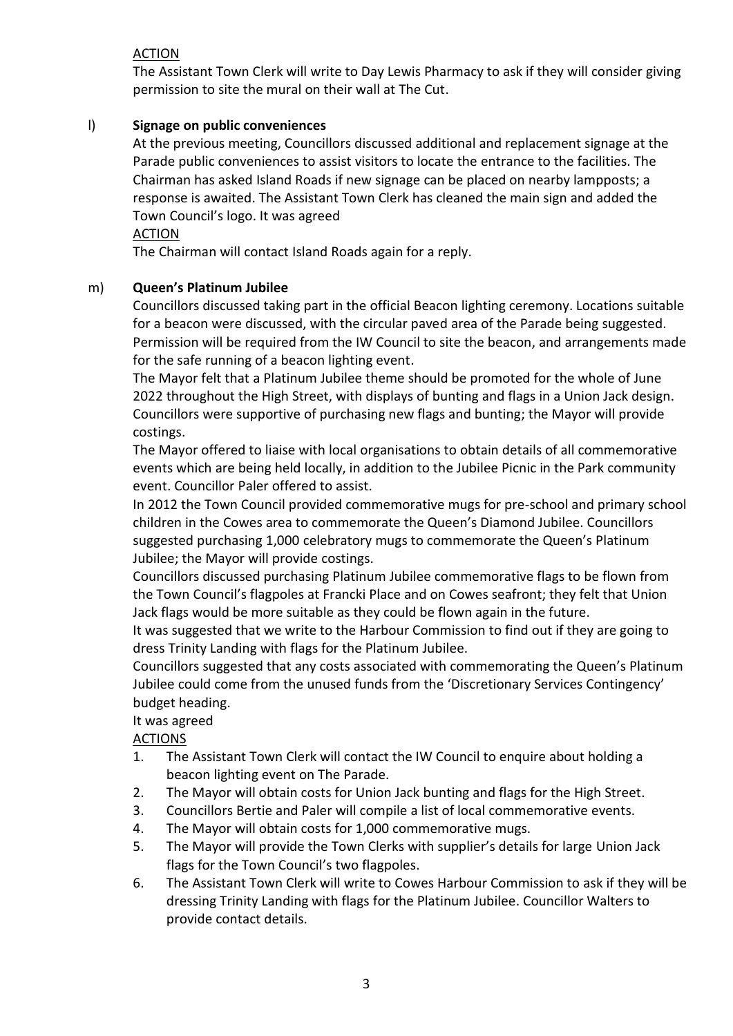ACTION

The Assistant Town Clerk will write to Day Lewis Pharmacy to ask if they will consider giving permission to site the mural on their wall at The Cut.

l) **Signage on public conveniences**

At the previous meeting, Councillors discussed additional and replacement signage at the Parade public conveniences to assist visitors to locate the entrance to the facilities. The Chairman has asked Island Roads if new signage can be placed on nearby lampposts; a response is awaited. The Assistant Town Clerk has cleaned the main sign and added the Town Council's logo. It was agreed

ACTION

The Chairman will contact Island Roads again for a reply.

m) **Queen's Platinum Jubilee**

Councillors discussed taking part in the official Beacon lighting ceremony. Locations suitable for a beacon were discussed, with the circular paved area of the Parade being suggested. Permission will be required from the IW Council to site the beacon, and arrangements made for the safe running of a beacon lighting event.

The Mayor felt that a Platinum Jubilee theme should be promoted for the whole of June 2022 throughout the High Street, with displays of bunting and flags in a Union Jack design. Councillors were supportive of purchasing new flags and bunting; the Mayor will provide costings.

The Mayor offered to liaise with local organisations to obtain details of all commemorative events which are being held locally, in addition to the Jubilee Picnic in the Park community event. Councillor Paler offered to assist.

In 2012 the Town Council provided commemorative mugs for pre-school and primary school children in the Cowes area to commemorate the Queen's Diamond Jubilee. Councillors suggested purchasing 1,000 celebratory mugs to commemorate the Queen's Platinum Jubilee; the Mayor will provide costings.

Councillors discussed purchasing Platinum Jubilee commemorative flags to be flown from the Town Council's flagpoles at Francki Place and on Cowes seafront; they felt that Union Jack flags would be more suitable as they could be flown again in the future.

It was suggested that we write to the Harbour Commission to find out if they are going to dress Trinity Landing with flags for the Platinum Jubilee.

Councillors suggested that any costs associated with commemorating the Queen's Platinum Jubilee could come from the unused funds from the 'Discretionary Services Contingency' budget heading.

It was agreed

ACTIONS

1. The Assistant Town Clerk will contact the IW Council to enquire about holding a beacon lighting event on The Parade.
2. The Mayor will obtain costs for Union Jack bunting and flags for the High Street.
3. Councillors Bertie and Paler will compile a list of local commemorative events.
4. The Mayor will obtain costs for 1,000 commemorative mugs.
5. The Mayor will provide the Town Clerks with supplier's details for large Union Jack flags for the Town Council's two flagpoles.
6. The Assistant Town Clerk will write to Cowes Harbour Commission to ask if they will be dressing Trinity Landing with flags for the Platinum Jubilee. Councillor Walters to provide contact details.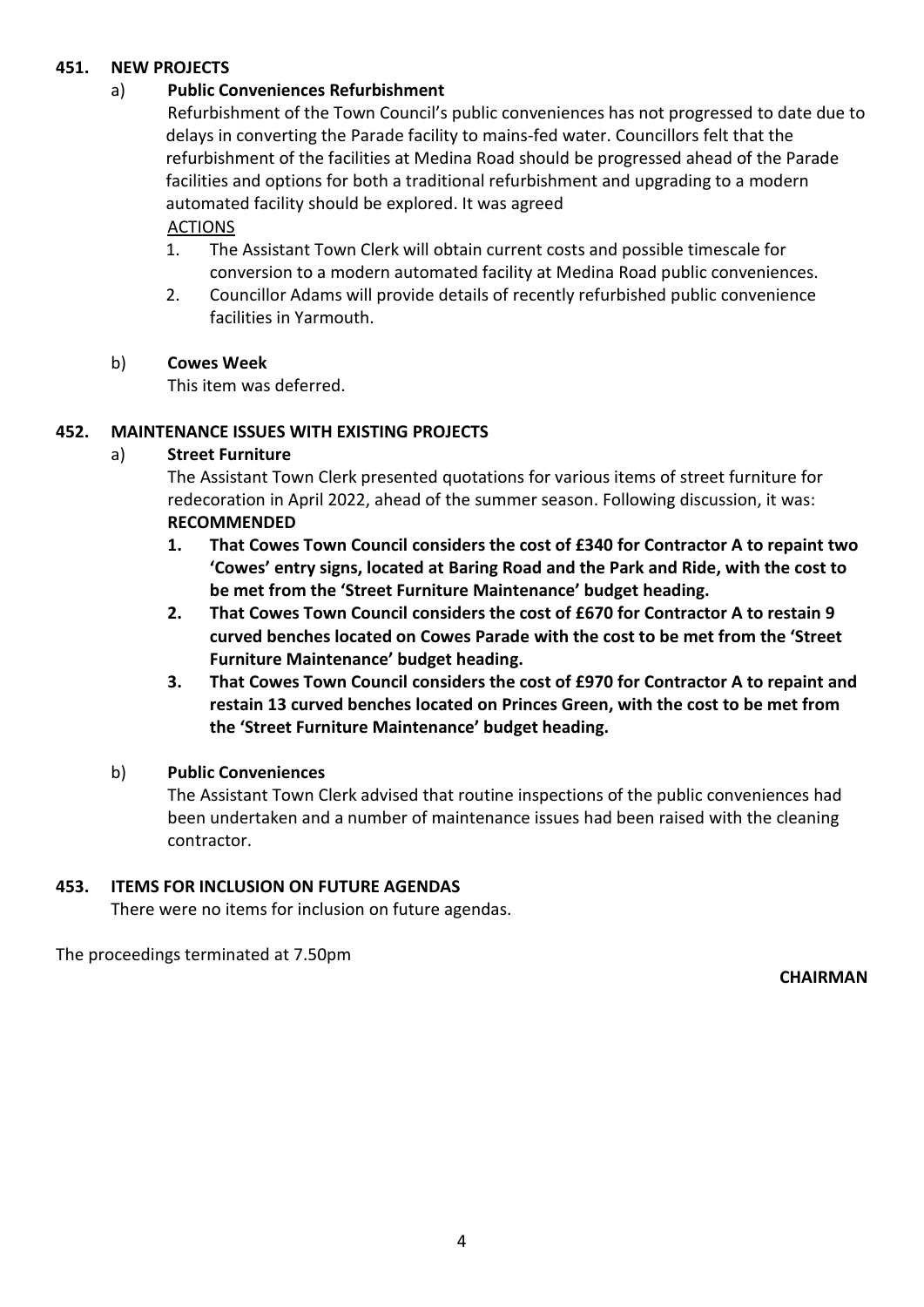**451. NEW PROJECTS**

a) **Public Conveniences Refurbishment**

Refurbishment of the Town Council's public conveniences has not progressed to date due to delays in converting the Parade facility to mains-fed water. Councillors felt that the refurbishment of the facilities at Medina Road should be progressed ahead of the Parade facilities and options for both a traditional refurbishment and upgrading to a modern automated facility should be explored. It was agreed

ACTIONS

1. The Assistant Town Clerk will obtain current costs and possible timescale for conversion to a modern automated facility at Medina Road public conveniences.
2. Councillor Adams will provide details of recently refurbished public convenience facilities in Yarmouth.

b) **Cowes Week**

This item was deferred.

**452. MAINTENANCE ISSUES WITH EXISTING PROJECTS**

a) **Street Furniture**

The Assistant Town Clerk presented quotations for various items of street furniture for redecoration in April 2022, ahead of the summer season. Following discussion, it was:

**RECOMMENDED**

1. **That Cowes Town Council considers the cost of £340 for Contractor A to repaint two 'Cowes' entry signs, located at Baring Road and the Park and Ride, with the cost to be met from the 'Street Furniture Maintenance' budget heading.**
2. **That Cowes Town Council considers the cost of £670 for Contractor A to restain 9 curved benches located on Cowes Parade with the cost to be met from the 'Street Furniture Maintenance' budget heading.**
3. **That Cowes Town Council considers the cost of £970 for Contractor A to repaint and restain 13 curved benches located on Princes Green, with the cost to be met from the 'Street Furniture Maintenance' budget heading.**

b) **Public Conveniences**

The Assistant Town Clerk advised that routine inspections of the public conveniences had been undertaken and a number of maintenance issues had been raised with the cleaning contractor.

**453. ITEMS FOR INCLUSION ON FUTURE AGENDAS**

There were no items for inclusion on future agendas.

The proceedings terminated at 7.50pm

**CHAIRMAN**